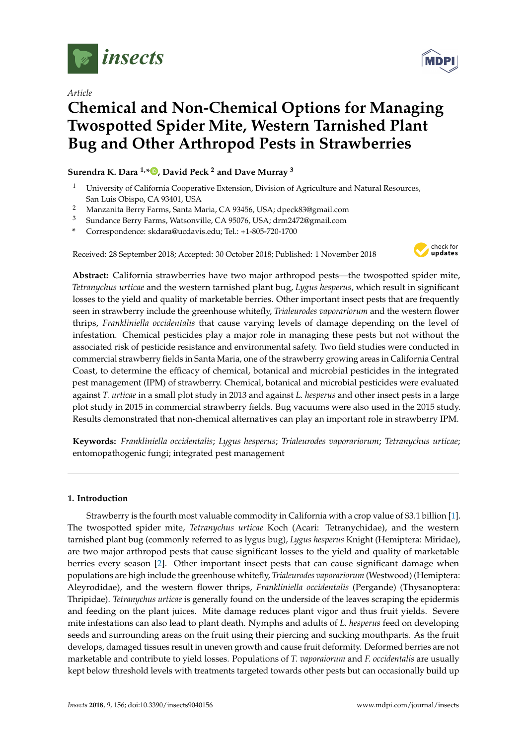*Article*

# Chemical and Non-Chemical Options for Managing Twospotted Spider Mite, Western Tarnished Plant Bug and Other Arthropod Pests in Strawberries

**Surendra K. Dara [1,*], David Peck [2] and Dave Murray [3]**

[1] University of California Cooperative Extension, Division of Agriculture and Natural Resources, San Luis Obispo, CA 93401, USA
[2] Manzanita Berry Farms, Santa Maria, CA 93456, USA; dpeck83@gmail.com
[3] Sundance Berry Farms, Watsonville, CA 95076, USA; drm2472@gmail.com
[*] Correspondence: skdara@ucdavis.edu; Tel.: +1-805-720-1700

Received: 28 September 2018; Accepted: 30 October 2018; Published: 1 November 2018

**Abstract:** California strawberries have two major arthropod pests—the twospotted spider mite, *Tetranychus urticae* and the western tarnished plant bug, *Lygus hesperus*, which result in significant losses to the yield and quality of marketable berries. Other important insect pests that are frequently seen in strawberry include the greenhouse whitefly, *Trialeurodes vaporariorum* and the western flower thrips, *Frankliniella occidentalis* that cause varying levels of damage depending on the level of infestation. Chemical pesticides play a major role in managing these pests but not without the associated risk of pesticide resistance and environmental safety. Two field studies were conducted in commercial strawberry fields in Santa Maria, one of the strawberry growing areas in California Central Coast, to determine the efficacy of chemical, botanical and microbial pesticides in the integrated pest management (IPM) of strawberry. Chemical, botanical and microbial pesticides were evaluated against *T. urticae* in a small plot study in 2013 and against *L. hesperus* and other insect pests in a large plot study in 2015 in commercial strawberry fields. Bug vacuums were also used in the 2015 study. Results demonstrated that non-chemical alternatives can play an important role in strawberry IPM.

**Keywords:** *Frankliniella occidentalis*; *Lygus hesperus*; *Trialeurodes vaporariorum*; *Tetranychus urticae*; entomopathogenic fungi; integrated pest management

## 1. Introduction

Strawberry is the fourth most valuable commodity in California with a crop value of $3.1 billion [1]. The twospotted spider mite, *Tetranychus urticae* Koch (Acari: Tetranychidae), and the western tarnished plant bug (commonly referred to as lygus bug), *Lygus hesperus* Knight (Hemiptera: Miridae), are two major arthropod pests that cause significant losses to the yield and quality of marketable berries every season [2]. Other important insect pests that can cause significant damage when populations are high include the greenhouse whitefly, *Trialeurodes vaporariorum* (Westwood) (Hemiptera: Aleyrodidae), and the western flower thrips, *Frankliniella occidentalis* (Pergande) (Thysanoptera: Thripidae). *Tetranychus urticae* is generally found on the underside of the leaves scraping the epidermis and feeding on the plant juices. Mite damage reduces plant vigor and thus fruit yields. Severe mite infestations can also lead to plant death. Nymphs and adults of *L. hesperus* feed on developing seeds and surrounding areas on the fruit using their piercing and sucking mouthparts. As the fruit develops, damaged tissues result in uneven growth and cause fruit deformity. Deformed berries are not marketable and contribute to yield losses. Populations of *T. vaporaiorum* and *F. occidentalis* are usually kept below threshold levels with treatments targeted towards other pests but can occasionally build up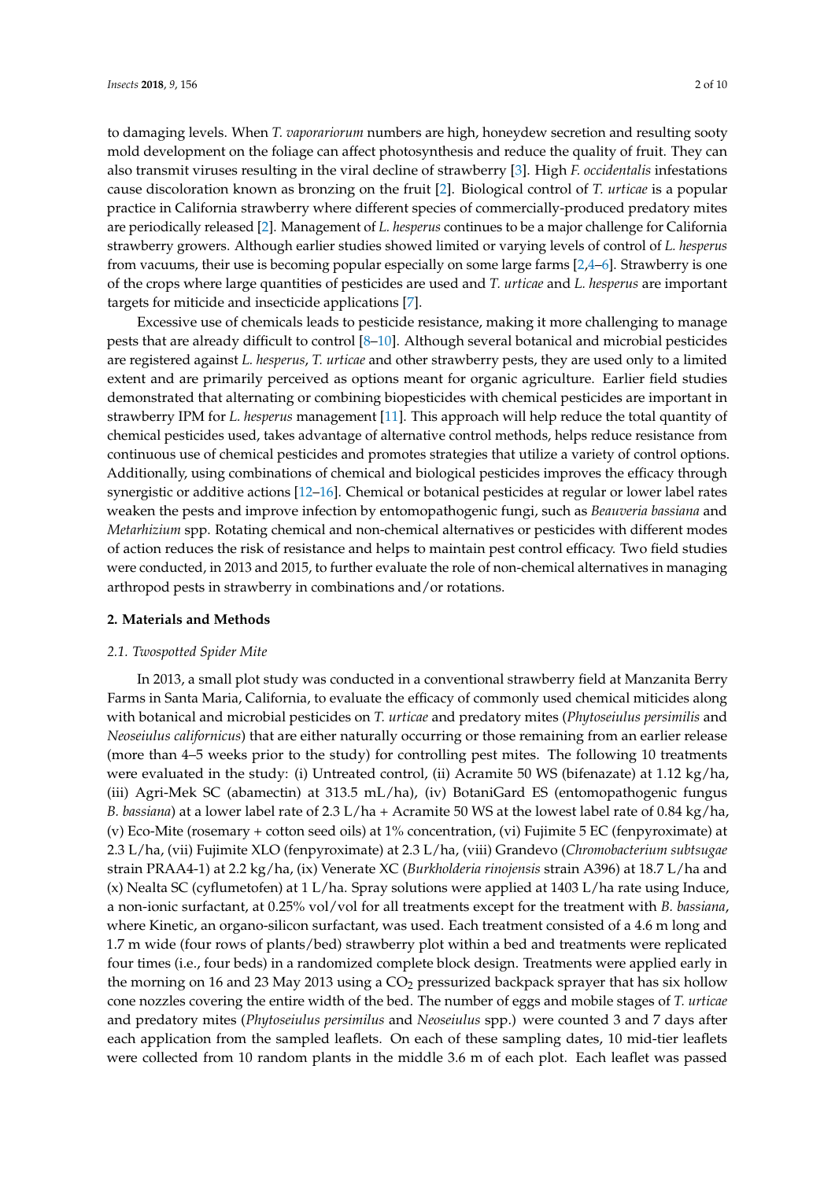to damaging levels. When *T. vaporariorum* numbers are high, honeydew secretion and resulting sooty mold development on the foliage can affect photosynthesis and reduce the quality of fruit. They can also transmit viruses resulting in the viral decline of strawberry [3]. High *F. occidentalis* infestations cause discoloration known as bronzing on the fruit [2]. Biological control of *T. urticae* is a popular practice in California strawberry where different species of commercially-produced predatory mites are periodically released [2]. Management of *L. hesperus* continues to be a major challenge for California strawberry growers. Although earlier studies showed limited or varying levels of control of *L. hesperus* from vacuums, their use is becoming popular especially on some large farms [2,4–6]. Strawberry is one of the crops where large quantities of pesticides are used and *T. urticae* and *L. hesperus* are important targets for miticide and insecticide applications [7].

Excessive use of chemicals leads to pesticide resistance, making it more challenging to manage pests that are already difficult to control [8–10]. Although several botanical and microbial pesticides are registered against *L. hesperus*, *T. urticae* and other strawberry pests, they are used only to a limited extent and are primarily perceived as options meant for organic agriculture. Earlier field studies demonstrated that alternating or combining biopesticides with chemical pesticides are important in strawberry IPM for *L. hesperus* management [11]. This approach will help reduce the total quantity of chemical pesticides used, takes advantage of alternative control methods, helps reduce resistance from continuous use of chemical pesticides and promotes strategies that utilize a variety of control options. Additionally, using combinations of chemical and biological pesticides improves the efficacy through synergistic or additive actions [12–16]. Chemical or botanical pesticides at regular or lower label rates weaken the pests and improve infection by entomopathogenic fungi, such as *Beauveria bassiana* and *Metarhizium* spp. Rotating chemical and non-chemical alternatives or pesticides with different modes of action reduces the risk of resistance and helps to maintain pest control efficacy. Two field studies were conducted, in 2013 and 2015, to further evaluate the role of non-chemical alternatives in managing arthropod pests in strawberry in combinations and/or rotations.

## 2. Materials and Methods

### 2.1. Twospotted Spider Mite

In 2013, a small plot study was conducted in a conventional strawberry field at Manzanita Berry Farms in Santa Maria, California, to evaluate the efficacy of commonly used chemical miticides along with botanical and microbial pesticides on *T. urticae* and predatory mites (*Phytoseiulus persimilis* and *Neoseiulus californicus*) that are either naturally occurring or those remaining from an earlier release (more than 4–5 weeks prior to the study) for controlling pest mites. The following 10 treatments were evaluated in the study: (i) Untreated control, (ii) Acramite 50 WS (bifenazate) at 1.12 kg/ha, (iii) Agri-Mek SC (abamectin) at 313.5 mL/ha), (iv) BotaniGard ES (entomopathogenic fungus *B. bassiana*) at a lower label rate of 2.3 L/ha + Acramite 50 WS at the lowest label rate of 0.84 kg/ha, (v) Eco-Mite (rosemary + cotton seed oils) at 1% concentration, (vi) Fujimite 5 EC (fenpyroximate) at 2.3 L/ha, (vii) Fujimite XLO (fenpyroximate) at 2.3 L/ha, (viii) Grandevo (*Chromobacterium subtsugae* strain PRAA4-1) at 2.2 kg/ha, (ix) Venerate XC (*Burkholderia rinojensis* strain A396) at 18.7 L/ha and (x) Nealta SC (cyflumetofen) at 1 L/ha. Spray solutions were applied at 1403 L/ha rate using Induce, a non-ionic surfactant, at 0.25% vol/vol for all treatments except for the treatment with *B. bassiana*, where Kinetic, an organo-silicon surfactant, was used. Each treatment consisted of a 4.6 m long and 1.7 m wide (four rows of plants/bed) strawberry plot within a bed and treatments were replicated four times (i.e., four beds) in a randomized complete block design. Treatments were applied early in the morning on 16 and 23 May 2013 using a $CO_2$ pressurized backpack sprayer that has six hollow cone nozzles covering the entire width of the bed. The number of eggs and mobile stages of *T. urticae* and predatory mites (*Phytoseiulus persimilis* and *Neoseiulus* spp.) were counted 3 and 7 days after each application from the sampled leaflets. On each of these sampling dates, 10 mid-tier leaflets were collected from 10 random plants in the middle 3.6 m of each plot. Each leaflet was passed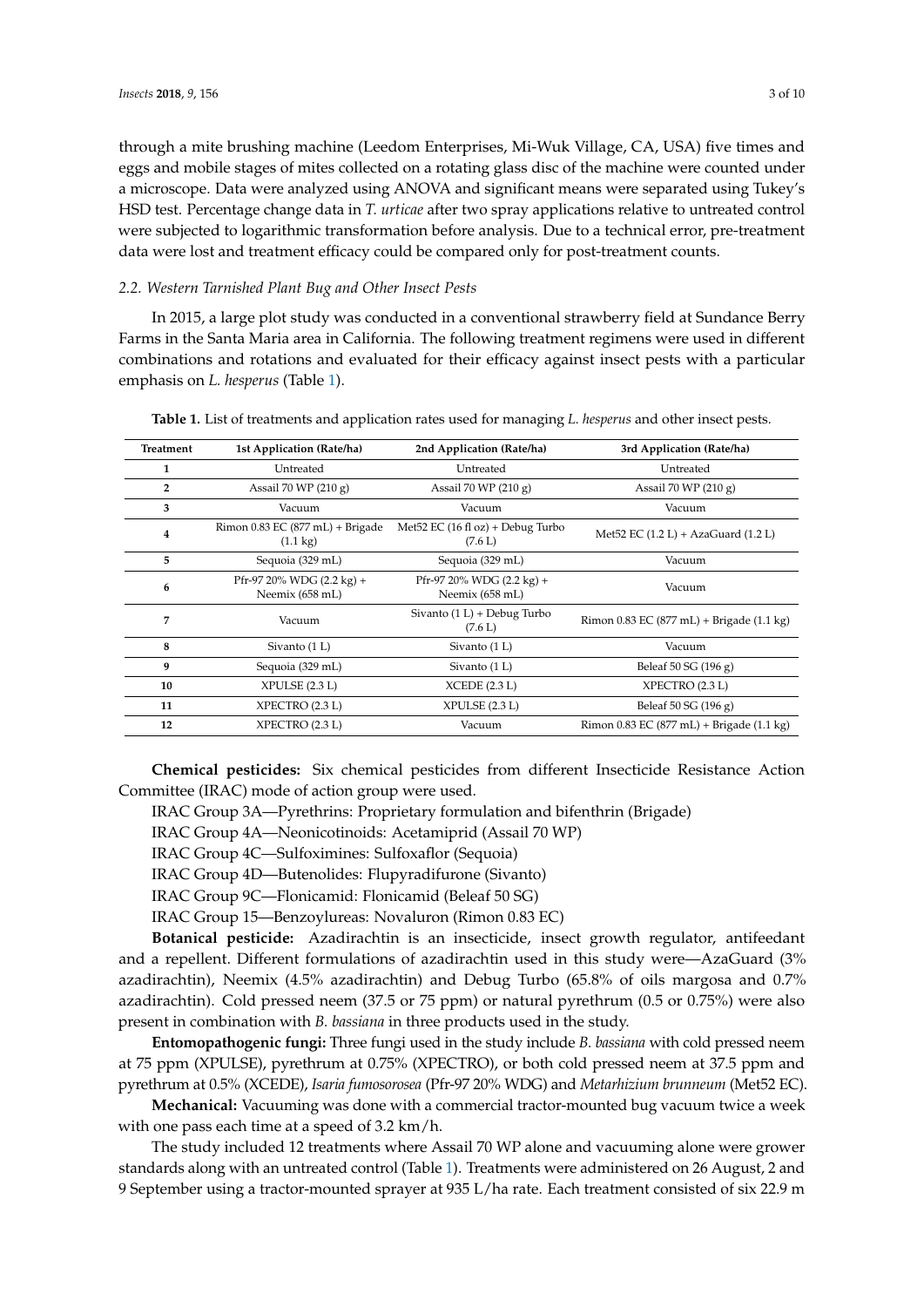through a mite brushing machine (Leedom Enterprises, Mi-Wuk Village, CA, USA) five times and eggs and mobile stages of mites collected on a rotating glass disc of the machine were counted under a microscope. Data were analyzed using ANOVA and significant means were separated using Tukey's HSD test. Percentage change data in *T. urticae* after two spray applications relative to untreated control were subjected to logarithmic transformation before analysis. Due to a technical error, pre-treatment data were lost and treatment efficacy could be compared only for post-treatment counts.

### 2.2. Western Tarnished Plant Bug and Other Insect Pests

In 2015, a large plot study was conducted in a conventional strawberry field at Sundance Berry Farms in the Santa Maria area in California. The following treatment regimens were used in different combinations and rotations and evaluated for their efficacy against insect pests with a particular emphasis on *L. hesperus* (Table 1).

**Table 1.** List of treatments and application rates used for managing *L. hesperus* and other insect pests.

| Treatment | 1st Application (Rate/ha) | 2nd Application (Rate/ha) | 3rd Application (Rate/ha) |
|---|---|---|---|
| **1** | Untreated | Untreated | Untreated |
| **2** | Assail 70 WP (210 g) | Assail 70 WP (210 g) | Assail 70 WP (210 g) |
| **3** | Vacuum | Vacuum | Vacuum |
| **4** | Rimon 0.83 EC (877 mL) + Brigade (1.1 kg) | Met52 EC (16 fl oz) + Debug Turbo (7.6 L) | Met52 EC (1.2 L) + AzaGuard (1.2 L) |
| **5** | Sequoia (329 mL) | Sequoia (329 mL) | Vacuum |
| **6** | Pfr-97 20% WDG (2.2 kg) + Neemix (658 mL) | Pfr-97 20% WDG (2.2 kg) + Neemix (658 mL) | Vacuum |
| **7** | Vacuum | Sivanto (1 L) + Debug Turbo (7.6 L) | Rimon 0.83 EC (877 mL) + Brigade (1.1 kg) |
| **8** | Sivanto (1 L) | Sivanto (1 L) | Vacuum |
| **9** | Sequoia (329 mL) | Sivanto (1 L) | Beleaf 50 SG (196 g) |
| **10** | XPULSE (2.3 L) | XCEDE (2.3 L) | XPECTRO (2.3 L) |
| **11** | XPECTRO (2.3 L) | XPULSE (2.3 L) | Beleaf 50 SG (196 g) |
| **12** | XPECTRO (2.3 L) | Vacuum | Rimon 0.83 EC (877 mL) + Brigade (1.1 kg) |

**Chemical pesticides:** Six chemical pesticides from different Insecticide Resistance Action Committee (IRAC) mode of action group were used.

IRAC Group 3A—Pyrethrins: Proprietary formulation and bifenthrin (Brigade)

IRAC Group 4A—Neonicotinoids: Acetamiprid (Assail 70 WP)

IRAC Group 4C—Sulfoximines: Sulfoxaflor (Sequoia)

IRAC Group 4D—Butenolides: Flupyradifurone (Sivanto)

IRAC Group 9C—Flonicamid: Flonicamid (Beleaf 50 SG)

IRAC Group 15—Benzoylureas: Novaluron (Rimon 0.83 EC)

**Botanical pesticide:** Azadirachtin is an insecticide, insect growth regulator, antifeedant and a repellent. Different formulations of azadirachtin used in this study were—AzaGuard (3% azadirachtin), Neemix (4.5% azadirachtin) and Debug Turbo (65.8% of oils margosa and 0.7% azadirachtin). Cold pressed neem (37.5 or 75 ppm) or natural pyrethrum (0.5 or 0.75%) were also present in combination with *B. bassiana* in three products used in the study.

**Entomopathogenic fungi:** Three fungi used in the study include *B. bassiana* with cold pressed neem at 75 ppm (XPULSE), pyrethrum at 0.75% (XPECTRO), or both cold pressed neem at 37.5 ppm and pyrethrum at 0.5% (XCEDE), *Isaria fumosorosea* (Pfr-97 20% WDG) and *Metarhizium brunneum* (Met52 EC).

**Mechanical:** Vacuuming was done with a commercial tractor-mounted bug vacuum twice a week with one pass each time at a speed of 3.2 km/h.

The study included 12 treatments where Assail 70 WP alone and vacuuming alone were grower standards along with an untreated control (Table 1). Treatments were administered on 26 August, 2 and 9 September using a tractor-mounted sprayer at 935 L/ha rate. Each treatment consisted of six 22.9 m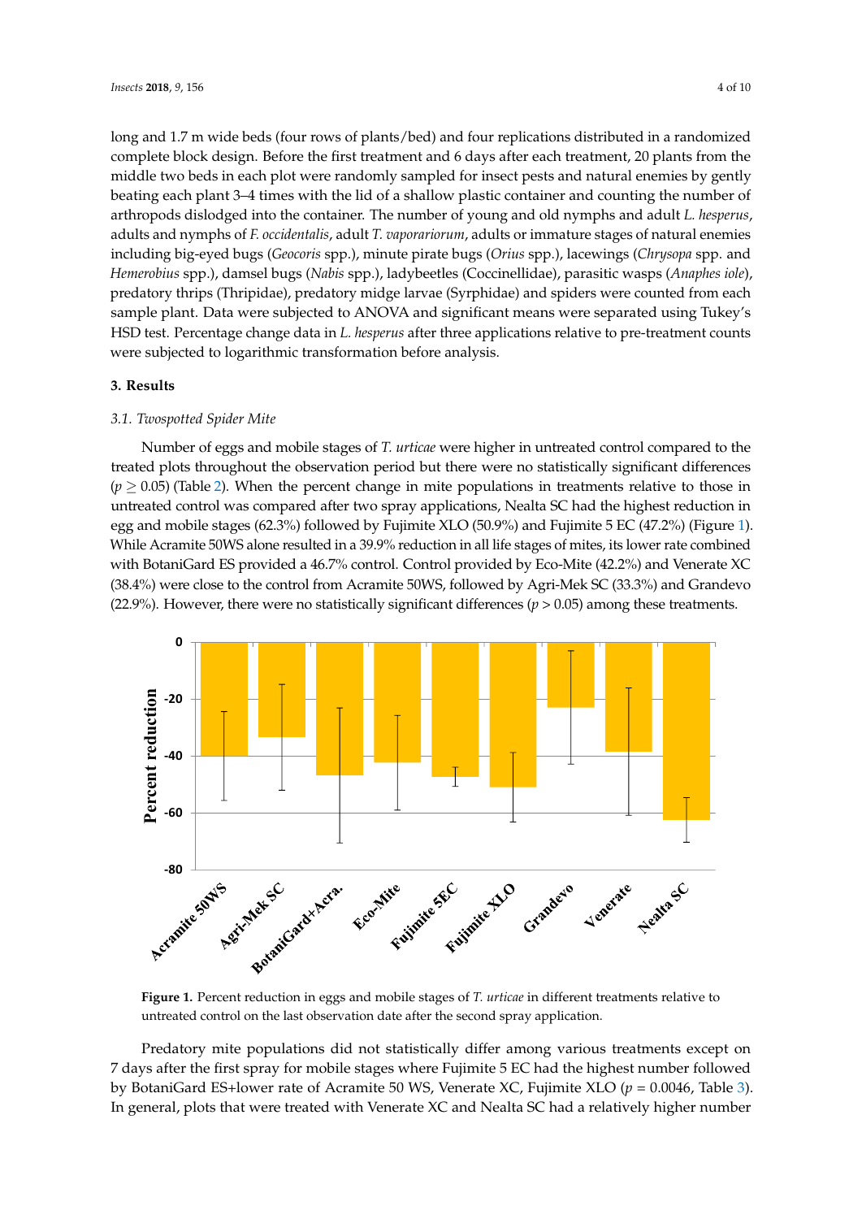long and 1.7 m wide beds (four rows of plants/bed) and four replications distributed in a randomized complete block design. Before the first treatment and 6 days after each treatment, 20 plants from the middle two beds in each plot were randomly sampled for insect pests and natural enemies by gently beating each plant 3–4 times with the lid of a shallow plastic container and counting the number of arthropods dislodged into the container. The number of young and old nymphs and adult *L. hesperus*, adults and nymphs of *F. occidentalis*, adult *T. vaporariorum*, adults or immature stages of natural enemies including big-eyed bugs (*Geocoris* spp.), minute pirate bugs (*Orius* spp.), lacewings (*Chrysopa* spp. and *Hemerobius* spp.), damsel bugs (*Nabis* spp.), ladybeetles (Coccinellidae), parasitic wasps (*Anaphes iole*), predatory thrips (Thripidae), predatory midge larvae (Syrphidae) and spiders were counted from each sample plant. Data were subjected to ANOVA and significant means were separated using Tukey's HSD test. Percentage change data in *L. hesperus* after three applications relative to pre-treatment counts were subjected to logarithmic transformation before analysis.

## 3. Results

### 3.1. Twospotted Spider Mite

Number of eggs and mobile stages of *T. urticae* were higher in untreated control compared to the treated plots throughout the observation period but there were no statistically significant differences ($p \geq 0.05$) (Table 2). When the percent change in mite populations in treatments relative to those in untreated control was compared after two spray applications, Nealta SC had the highest reduction in egg and mobile stages (62.3%) followed by Fujimite XLO (50.9%) and Fujimite 5 EC (47.2%) (Figure 1). While Acramite 50WS alone resulted in a 39.9% reduction in all life stages of mites, its lower rate combined with BotaniGard ES provided a 46.7% control. Control provided by Eco-Mite (42.2%) and Venerate XC (38.4%) were close to the control from Acramite 50WS, followed by Agri-Mek SC (33.3%) and Grandevo (22.9%). However, there were no statistically significant differences ($p > 0.05$) among these treatments.

**Figure 1.** Percent reduction in eggs and mobile stages of *T. urticae* in different treatments relative to untreated control on the last observation date after the second spray application.

Predatory mite populations did not statistically differ among various treatments except on 7 days after the first spray for mobile stages where Fujimite 5 EC had the highest number followed by BotaniGard ES+lower rate of Acramite 50 WS, Venerate XC, Fujimite XLO ($p = 0.0046$, Table 3). In general, plots that were treated with Venerate XC and Nealta SC had a relatively higher number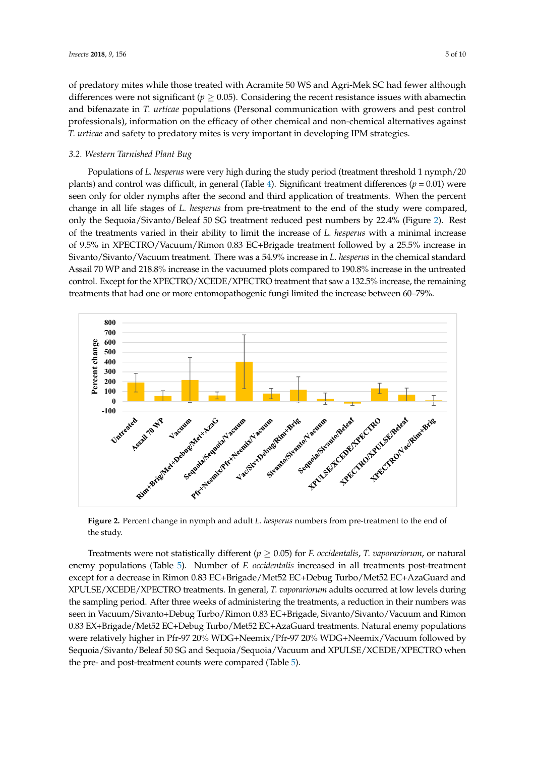of predatory mites while those treated with Acramite 50 WS and Agri-Mek SC had fewer although differences were not significant ($p \geq 0.05$). Considering the recent resistance issues with abamectin and bifenazate in *T. urticae* populations (Personal communication with growers and pest control professionals), information on the efficacy of other chemical and non-chemical alternatives against *T. urticae* and safety to predatory mites is very important in developing IPM strategies.

### 3.2. Western Tarnished Plant Bug

Populations of *L. hesperus* were very high during the study period (treatment threshold 1 nymph/20 plants) and control was difficult, in general (Table 4). Significant treatment differences ($p = 0.01$) were seen only for older nymphs after the second and third application of treatments. When the percent change in all life stages of *L. hesperus* from pre-treatment to the end of the study were compared, only the Sequoia/Sivanto/Beleaf 50 SG treatment reduced pest numbers by 22.4% (Figure 2). Rest of the treatments varied in their ability to limit the increase of *L. hesperus* with a minimal increase of 9.5% in XPECTRO/Vacuum/Rimon 0.83 EC+Brigade treatment followed by a 25.5% increase in Sivanto/Sivanto/Vacuum treatment. There was a 54.9% increase in *L. hesperus* in the chemical standard Assail 70 WP and 218.8% increase in the vacuumed plots compared to 190.8% increase in the untreated control. Except for the XPECTRO/XCEDE/XPECTRO treatment that saw a 132.5% increase, the remaining treatments that had one or more entomopathogenic fungi limited the increase between 60–79%.

**Figure 2.** Percent change in nymph and adult *L. hesperus* numbers from pre-treatment to the end of the study.

Treatments were not statistically different ($p \geq 0.05$) for *F. occidentalis*, *T. vaporariorum*, or natural enemy populations (Table 5). Number of *F. occidentalis* increased in all treatments post-treatment except for a decrease in Rimon 0.83 EC+Brigade/Met52 EC+Debug Turbo/Met52 EC+AzaGuard and XPULSE/XCEDE/XPECTRO treatments. In general, *T. vaporariorum* adults occurred at low levels during the sampling period. After three weeks of administering the treatments, a reduction in their numbers was seen in Vacuum/Sivanto+Debug Turbo/Rimon 0.83 EC+Brigade, Sivanto/Sivanto/Vacuum and Rimon 0.83 EX+Brigade/Met52 EC+Debug Turbo/Met52 EC+AzaGuard treatments. Natural enemy populations were relatively higher in Pfr-97 20% WDG+Neemix/Pfr-97 20% WDG+Neemix/Vacuum followed by Sequoia/Sivanto/Beleaf 50 SG and Sequoia/Sequoia/Vacuum and XPULSE/XCEDE/XPECTRO when the pre- and post-treatment counts were compared (Table 5).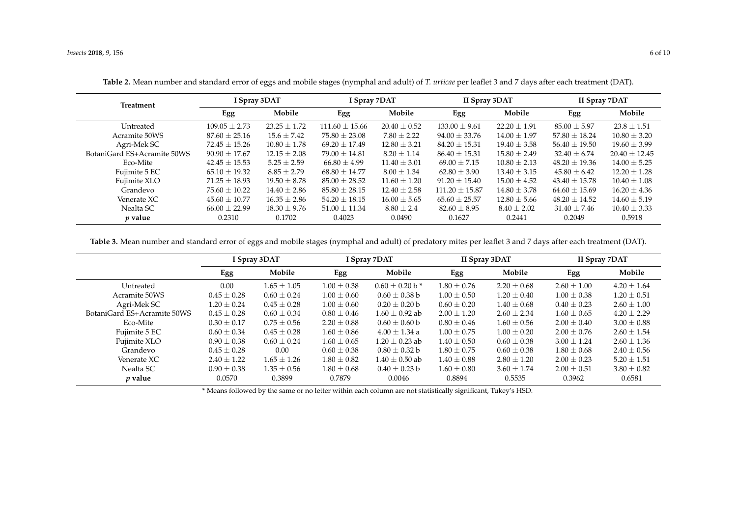**Table 2.** Mean number and standard error of eggs and mobile stages (nymphal and adult) of *T. urticae* per leaflet 3 and 7 days after each treatment (DAT).

| Treatment | I Spray 3DAT | | I Spray 7DAT | | II Spray 3DAT | | II Spray 7DAT | |
|---|---|---|---|---|---|---|---|---|
| | Egg | Mobile | Egg | Mobile | Egg | Mobile | Egg | Mobile |
| Untreated | 109.05 ± 2.73 | 23.25 ± 1.72 | 111.60 ± 15.66 | 20.40 ± 0.52 | 133.00 ± 9.61 | 22.20 ± 1.91 | 85.00 ± 5.97 | 23.8 ± 1.51 |
| Acramite 50WS | 87.60 ± 25.16 | 15.6 ± 7.42 | 75.80 ± 23.08 | 7.80 ± 2.22 | 94.00 ± 33.76 | 14.00 ± 1.97 | 57.80 ± 18.24 | 10.80 ± 3.20 |
| Agri-Mek SC | 72.45 ± 15.26 | 10.80 ± 1.78 | 69.20 ± 17.49 | 12.80 ± 3.21 | 84.20 ± 15.31 | 19.40 ± 3.58 | 56.40 ± 19.50 | 19.60 ± 3.99 |
| BotaniGard ES+Acramite 50WS | 90.90 ± 17.67 | 12.15 ± 2.08 | 79.00 ± 14.81 | 8.20 ± 1.14 | 86.40 ± 15.31 | 15.80 ± 2.49 | 32.40 ± 6.74 | 20.40 ± 12.45 |
| Eco-Mite | 42.45 ± 15.53 | 5.25 ± 2.59 | 66.80 ± 4.99 | 11.40 ± 3.01 | 69.00 ± 7.15 | 10.80 ± 2.13 | 48.20 ± 19.36 | 14.00 ± 5.25 |
| Fujimite 5 EC | 65.10 ± 19.32 | 8.85 ± 2.79 | 68.80 ± 14.77 | 8.00 ± 1.34 | 62.80 ± 3.90 | 13.40 ± 3.15 | 45.80 ± 6.42 | 12.20 ± 1.28 |
| Fujimite XLO | 71.25 ± 18.93 | 19.50 ± 8.78 | 85.00 ± 28.52 | 11.60 ± 1.20 | 91.20 ± 15.40 | 15.00 ± 4.52 | 43.40 ± 15.78 | 10.40 ± 1.08 |
| Grandevo | 75.60 ± 10.22 | 14.40 ± 2.86 | 85.80 ± 28.15 | 12.40 ± 2.58 | 111.20 ± 15.87 | 14.80 ± 3.78 | 64.60 ± 15.69 | 16.20 ± 4.36 |
| Venerate XC | 45.60 ± 10.77 | 16.35 ± 2.86 | 54.20 ± 18.15 | 16.00 ± 5.65 | 65.60 ± 25.57 | 12.80 ± 5.66 | 48.20 ± 14.52 | 14.60 ± 5.19 |
| Nealta SC | 66.00 ± 22.99 | 18.30 ± 9.76 | 51.00 ± 11.34 | 8.80 ± 2.4 | 82.60 ± 8.95 | 8.40 ± 2.02 | 31.40 ± 7.46 | 10.40 ± 3.33 |
| ***p* value** | 0.2310 | 0.1702 | 0.4023 | 0.0490 | 0.1627 | 0.2441 | 0.2049 | 0.5918 |

**Table 3.** Mean number and standard error of eggs and mobile stages (nymphal and adult) of predatory mites per leaflet 3 and 7 days after each treatment (DAT).

| | I Spray 3DAT | | I Spray 7DAT | | II Spray 3DAT | | II Spray 7DAT | |
|---|---|---|---|---|---|---|---|---|
| | Egg | Mobile | Egg | Mobile | Egg | Mobile | Egg | Mobile |
| Untreated | 0.00 | 1.65 ± 1.05 | 1.00 ± 0.38 | 0.60 ± 0.20 b * | 1.80 ± 0.76 | 2.20 ± 0.68 | 2.60 ± 1.00 | 4.20 ± 1.64 |
| Acramite 50WS | 0.45 ± 0.28 | 0.60 ± 0.24 | 1.00 ± 0.60 | 0.60 ± 0.38 b | 1.00 ± 0.50 | 1.20 ± 0.40 | 1.00 ± 0.38 | 1.20 ± 0.51 |
| Agri-Mek SC | 1.20 ± 0.24 | 0.45 ± 0.28 | 1.00 ± 0.60 | 0.20 ± 0.20 b | 0.60 ± 0.20 | 1.40 ± 0.68 | 0.40 ± 0.23 | 2.60 ± 1.00 |
| BotaniGard ES+Acramite 50WS | 0.45 ± 0.28 | 0.60 ± 0.34 | 0.80 ± 0.46 | 1.60 ± 0.92 ab | 2.00 ± 1.20 | 2.60 ± 2.34 | 1.60 ± 0.65 | 4.20 ± 2.29 |
| Eco-Mite | 0.30 ± 0.17 | 0.75 ± 0.56 | 2.20 ± 0.88 | 0.60 ± 0.60 b | 0.80 ± 0.46 | 1.60 ± 0.56 | 2.00 ± 0.40 | 3.00 ± 0.88 |
| Fujimite 5 EC | 0.60 ± 0.34 | 0.45 ± 0.28 | 1.60 ± 0.86 | 4.00 ± 1.34 a | 1.00 ± 0.75 | 1.00 ± 0.20 | 2.00 ± 0.76 | 2.60 ± 1.54 |
| Fujimite XLO | 0.90 ± 0.38 | 0.60 ± 0.24 | 1.60 ± 0.65 | 1.20 ± 0.23 ab | 1.40 ± 0.50 | 0.60 ± 0.38 | 3.00 ± 1.24 | 2.60 ± 1.36 |
| Grandevo | 0.45 ± 0.28 | 0.00 | 0.60 ± 0.38 | 0.80 ± 0.32 b | 1.80 ± 0.75 | 0.60 ± 0.38 | 1.80 ± 0.68 | 2.40 ± 0.56 |
| Venerate XC | 2.40 ± 1.22 | 1.65 ± 1.26 | 1.80 ± 0.82 | 1.40 ± 0.50 ab | 1.40 ± 0.88 | 2.80 ± 1.20 | 2.00 ± 0.23 | 5.20 ± 1.51 |
| Nealta SC | 0.90 ± 0.38 | 1.35 ± 0.56 | 1.80 ± 0.68 | 0.40 ± 0.23 b | 1.60 ± 0.80 | 3.60 ± 1.74 | 2.00 ± 0.51 | 3.80 ± 0.82 |
| ***p* value** | 0.0570 | 0.3899 | 0.7879 | 0.0046 | 0.8894 | 0.5535 | 0.3962 | 0.6581 |

\* Means followed by the same or no letter within each column are not statistically significant, Tukey's HSD.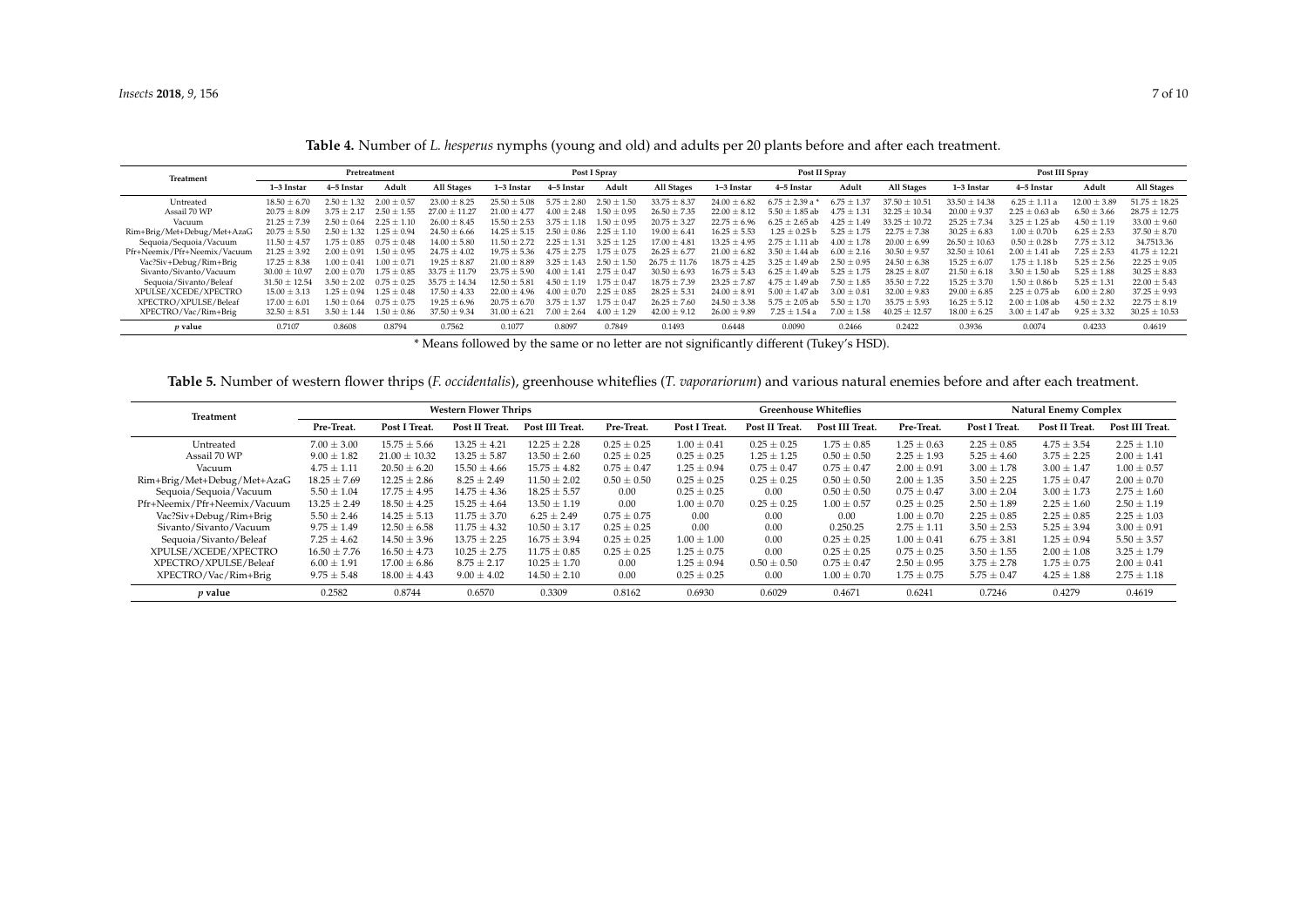**Table 4.** Number of *L. hesperus* nymphs (young and old) and adults per 20 plants before and after each treatment.

| Treatment | Pretreatment | | | | Post I Spray | | | | Post II Spray | | | | Post III Spray | | | |
|---|---|---|---|---|---|---|---|---|---|---|---|---|---|---|---|---|
| | 1–3 Instar | 4–5 Instar | Adult | All Stages | 1–3 Instar | 4–5 Instar | Adult | All Stages | 1–3 Instar | 4–5 Instar | Adult | All Stages | 1–3 Instar | 4–5 Instar | Adult | All Stages |
| Untreated | 18.50 ± 6.70 | 2.50 ± 1.32 | 2.00 ± 0.57 | 23.00 ± 8.25 | 25.50 ± 5.08 | 5.75 ± 2.80 | 2.50 ± 1.50 | 33.75 ± 8.37 | 24.00 ± 6.82 | 6.75 ± 2.39 a * | 6.75 ± 1.37 | 37.50 ± 10.51 | 33.50 ± 14.38 | 6.25 ± 1.11 a | 12.00 ± 3.89 | 51.75 ± 18.25 |
| Assail 70 WP | 20.75 ± 8.09 | 3.75 ± 2.17 | 2.50 ± 1.55 | 27.00 ± 11.27 | 21.00 ± 4.77 | 4.00 ± 2.48 | 1.50 ± 0.95 | 26.50 ± 7.35 | 22.00 ± 8.12 | 5.50 ± 1.85 ab | 4.75 ± 1.31 | 32.25 ± 10.34 | 20.00 ± 9.37 | 2.25 ± 0.63 ab | 6.50 ± 3.66 | 28.75 ± 12.75 |
| Vacuum | 21.25 ± 7.39 | 2.50 ± 0.64 | 2.25 ± 1.10 | 26.00 ± 8.45 | 15.50 ± 2.53 | 3.75 ± 1.18 | 1.50 ± 0.95 | 20.75 ± 3.27 | 22.75 ± 6.96 | 6.25 ± 2.65 ab | 4.25 ± 1.49 | 33.25 ± 10.72 | 25.25 ± 7.34 | 3.25 ± 1.25 ab | 4.50 ± 1.19 | 33.00 ± 9.60 |
| Rim+Brig/Met+Debug/Met+AzaG | 20.75 ± 5.50 | 2.50 ± 1.32 | 1.25 ± 0.94 | 24.50 ± 6.66 | 14.25 ± 5.15 | 2.50 ± 0.86 | 2.25 ± 1.10 | 19.00 ± 6.41 | 16.25 ± 5.53 | 1.25 ± 0.25 b | 5.25 ± 1.75 | 22.75 ± 7.38 | 30.25 ± 6.83 | 1.00 ± 0.70 b | 6.25 ± 2.53 | 37.50 ± 8.70 |
| Sequoia/Sequoia/Vacuum | 11.50 ± 4.57 | 1.75 ± 0.85 | 0.75 ± 0.48 | 14.00 ± 5.80 | 11.50 ± 2.72 | 2.25 ± 1.31 | 3.25 ± 1.25 | 17.00 ± 4.81 | 13.25 ± 4.95 | 2.75 ± 1.11 ab | 4.00 ± 1.78 | 20.00 ± 6.99 | 26.50 ± 10.63 | 0.50 ± 0.28 b | 7.75 ± 3.12 | 34.7513.36 |
| Pfr+Neemix/Pfr+Neemix/Vacuum | 21.25 ± 3.92 | 2.00 ± 0.91 | 1.50 ± 0.95 | 24.75 ± 4.02 | 19.75 ± 5.36 | 4.75 ± 2.75 | 1.75 ± 0.75 | 26.25 ± 6.77 | 21.00 ± 6.82 | 3.50 ± 1.44 ab | 6.00 ± 2.16 | 30.50 ± 9.57 | 32.50 ± 10.61 | 2.00 ± 1.41 ab | 7.25 ± 2.53 | 41.75 ± 12.21 |
| Vac?Siv+Debug/Rim+Brig | 17.25 ± 8.38 | 1.00 ± 0.41 | 1.00 ± 0.71 | 19.25 ± 8.87 | 21.00 ± 8.89 | 3.25 ± 1.43 | 2.50 ± 1.50 | 26.75 ± 11.76 | 18.75 ± 4.25 | 3.25 ± 1.49 ab | 2.50 ± 0.95 | 24.50 ± 6.38 | 15.25 ± 6.07 | 1.75 ± 1.18 b | 5.25 ± 2.56 | 22.25 ± 9.05 |
| Sivanto/Sivanto/Vacuum | 30.00 ± 10.97 | 2.00 ± 0.70 | 1.75 ± 0.85 | 33.75 ± 11.79 | 23.75 ± 5.90 | 4.00 ± 1.41 | 2.75 ± 0.47 | 30.50 ± 6.93 | 16.75 ± 5.43 | 6.25 ± 1.49 ab | 5.25 ± 1.75 | 28.25 ± 8.07 | 21.50 ± 6.18 | 3.50 ± 1.50 ab | 5.25 ± 1.88 | 30.25 ± 8.83 |
| Sequoia/Sivanto/Beleaf | 31.50 ± 12.54 | 3.50 ± 2.02 | 0.75 ± 0.25 | 35.75 ± 14.34 | 12.50 ± 5.81 | 4.50 ± 1.19 | 1.75 ± 0.47 | 18.75 ± 7.39 | 23.25 ± 7.87 | 4.75 ± 1.49 ab | 7.50 ± 1.85 | 35.50 ± 7.22 | 15.25 ± 3.70 | 1.50 ± 0.86 b | 5.25 ± 1.31 | 22.00 ± 5.43 |
| XPULSE/XCEDE/XPECTRO | 15.00 ± 3.13 | 1.25 ± 0.94 | 1.25 ± 0.48 | 17.50 ± 4.33 | 22.00 ± 4.96 | 4.00 ± 0.70 | 2.25 ± 0.85 | 28.25 ± 5.31 | 24.00 ± 8.91 | 5.00 ± 1.47 ab | 3.00 ± 0.81 | 32.00 ± 9.83 | 29.00 ± 6.85 | 2.25 ± 0.75 ab | 6.00 ± 2.80 | 37.25 ± 9.93 |
| XPECTRO/XPULSE/Beleaf | 17.00 ± 6.01 | 1.50 ± 0.64 | 0.75 ± 0.75 | 19.25 ± 6.96 | 20.75 ± 6.70 | 3.75 ± 1.37 | 1.75 ± 0.47 | 26.25 ± 7.60 | 24.50 ± 3.38 | 5.75 ± 2.05 ab | 5.50 ± 1.70 | 35.75 ± 5.93 | 16.25 ± 5.12 | 2.00 ± 1.08 ab | 4.50 ± 2.32 | 22.75 ± 8.19 |
| XPECTRO/Vac/Rim+Brig | 32.50 ± 8.51 | 3.50 ± 1.44 | 1.50 ± 0.86 | 37.50 ± 9.34 | 31.00 ± 6.21 | 7.00 ± 2.64 | 4.00 ± 1.29 | 42.00 ± 9.12 | 26.00 ± 9.89 | 7.25 ± 1.54 a | 7.00 ± 1.58 | 40.25 ± 12.57 | 18.00 ± 6.25 | 3.00 ± 1.47 ab | 9.25 ± 3.32 | 30.25 ± 10.53 |
| *p* value | 0.7107 | 0.8608 | 0.8794 | 0.7562 | 0.1077 | 0.8097 | 0.7849 | 0.1493 | 0.6448 | 0.0090 | 0.2466 | 0.2422 | 0.3936 | 0.0074 | 0.4233 | 0.4619 |

\* Means followed by the same or no letter are not significantly different (Tukey's HSD).

**Table 5.** Number of western flower thrips (*F. occidentalis*), greenhouse whiteflies (*T. vaporariorum*) and various natural enemies before and after each treatment.

| Treatment | Western Flower Thrips | | | | Greenhouse Whiteflies | | | | Natural Enemy Complex | | | |
|---|---|---|---|---|---|---|---|---|---|---|---|---|
| | Pre-Treat. | Post I Treat. | Post II Treat. | Post III Treat. | Pre-Treat. | Post I Treat. | Post II Treat. | Post III Treat. | Pre-Treat. | Post I Treat. | Post II Treat. | Post III Treat. |
| Untreated | 7.00 ± 3.00 | 15.75 ± 5.66 | 13.25 ± 4.21 | 12.25 ± 2.28 | 0.25 ± 0.25 | 1.00 ± 0.41 | 0.25 ± 0.25 | 1.75 ± 0.85 | 1.25 ± 0.63 | 2.25 ± 0.85 | 4.75 ± 3.54 | 2.25 ± 1.10 |
| Assail 70 WP | 9.00 ± 1.82 | 21.00 ± 10.32 | 13.25 ± 5.87 | 13.50 ± 2.60 | 0.25 ± 0.25 | 0.25 ± 0.25 | 1.25 ± 1.25 | 0.50 ± 0.50 | 2.25 ± 1.93 | 5.25 ± 4.60 | 3.75 ± 2.25 | 2.00 ± 1.41 |
| Vacuum | 4.75 ± 1.11 | 20.50 ± 6.20 | 15.50 ± 4.66 | 15.75 ± 4.82 | 0.75 ± 0.47 | 1.25 ± 0.94 | 0.75 ± 0.47 | 0.75 ± 0.47 | 2.00 ± 0.91 | 3.00 ± 1.78 | 3.00 ± 1.47 | 1.00 ± 0.57 |
| Rim+Brig/Met+Debug/Met+AzaG | 18.25 ± 7.69 | 12.25 ± 2.86 | 8.25 ± 2.49 | 11.50 ± 2.02 | 0.50 ± 0.50 | 0.25 ± 0.25 | 0.25 ± 0.25 | 0.50 ± 0.50 | 2.00 ± 1.35 | 3.50 ± 2.25 | 1.75 ± 0.47 | 2.00 ± 0.70 |
| Sequoia/Sequoia/Vacuum | 5.50 ± 1.04 | 17.75 ± 4.95 | 14.75 ± 4.36 | 18.25 ± 5.57 | 0.00 | 0.25 ± 0.25 | 0.00 | 0.50 ± 0.50 | 0.75 ± 0.47 | 3.00 ± 2.04 | 3.00 ± 1.73 | 2.75 ± 1.60 |
| Pfr+Neemix/Pfr+Neemix/Vacuum | 13.25 ± 2.49 | 18.50 ± 4.25 | 15.25 ± 4.64 | 13.50 ± 1.19 | 0.00 | 1.00 ± 0.70 | 0.25 ± 0.25 | 1.00 ± 0.57 | 0.25 ± 0.25 | 2.50 ± 1.89 | 2.25 ± 1.60 | 2.50 ± 1.19 |
| Vac?Siv+Debug/Rim+Brig | 5.50 ± 2.46 | 14.25 ± 5.13 | 11.75 ± 3.70 | 6.25 ± 2.49 | 0.75 ± 0.75 | 0.00 | 0.00 | 0.00 | 1.00 ± 0.70 | 2.25 ± 0.85 | 2.25 ± 0.85 | 2.25 ± 1.03 |
| Sivanto/Sivanto/Vacuum | 9.75 ± 1.49 | 12.50 ± 6.58 | 11.75 ± 4.32 | 10.50 ± 3.17 | 0.25 ± 0.25 | 0.00 | 0.00 | 0.250.25 | 2.75 ± 1.11 | 3.50 ± 2.53 | 5.25 ± 3.94 | 3.00 ± 0.91 |
| Sequoia/Sivanto/Beleaf | 7.25 ± 4.62 | 14.50 ± 3.96 | 13.75 ± 2.25 | 16.75 ± 3.94 | 0.25 ± 0.25 | 1.00 ± 1.00 | 0.00 | 0.25 ± 0.25 | 1.00 ± 0.41 | 6.75 ± 3.81 | 1.25 ± 0.94 | 5.50 ± 3.57 |
| XPULSE/XCEDE/XPECTRO | 16.50 ± 7.76 | 16.50 ± 4.73 | 10.25 ± 2.75 | 11.75 ± 0.85 | 0.25 ± 0.25 | 1.25 ± 0.75 | 0.00 | 0.25 ± 0.25 | 0.75 ± 0.25 | 3.50 ± 1.55 | 2.00 ± 1.08 | 3.25 ± 1.79 |
| XPECTRO/XPULSE/Beleaf | 6.00 ± 1.91 | 17.00 ± 6.86 | 8.75 ± 2.17 | 10.25 ± 1.70 | 0.00 | 1.25 ± 0.94 | 0.50 ± 0.50 | 0.75 ± 0.47 | 2.50 ± 0.95 | 3.75 ± 2.78 | 1.75 ± 0.75 | 2.00 ± 0.41 |
| XPECTRO/Vac/Rim+Brig | 9.75 ± 5.48 | 18.00 ± 4.43 | 9.00 ± 4.02 | 14.50 ± 2.10 | 0.00 | 0.25 ± 0.25 | 0.00 | 1.00 ± 0.70 | 1.75 ± 0.75 | 5.75 ± 0.47 | 4.25 ± 1.88 | 2.75 ± 1.18 |
| *p* value | 0.2582 | 0.8744 | 0.6570 | 0.3309 | 0.8162 | 0.6930 | 0.6029 | 0.4671 | 0.6241 | 0.7246 | 0.4279 | 0.4619 |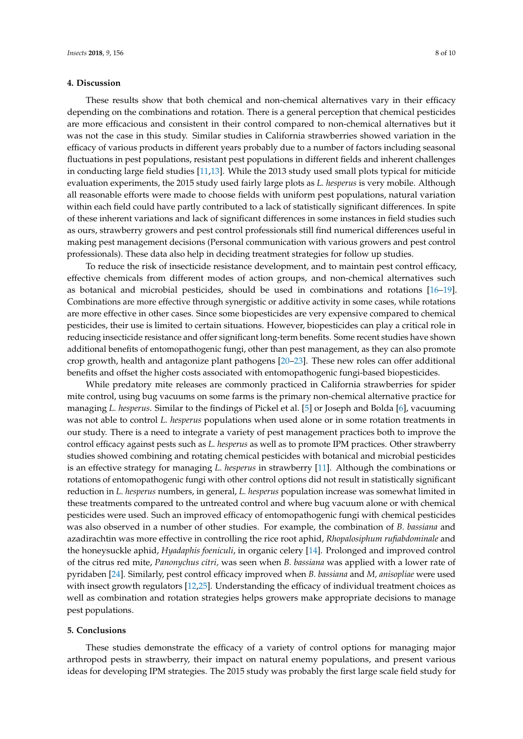## 4. Discussion

These results show that both chemical and non-chemical alternatives vary in their efficacy depending on the combinations and rotation. There is a general perception that chemical pesticides are more efficacious and consistent in their control compared to non-chemical alternatives but it was not the case in this study. Similar studies in California strawberries showed variation in the efficacy of various products in different years probably due to a number of factors including seasonal fluctuations in pest populations, resistant pest populations in different fields and inherent challenges in conducting large field studies [11,13]. While the 2013 study used small plots typical for miticide evaluation experiments, the 2015 study used fairly large plots as *L. hesperus* is very mobile. Although all reasonable efforts were made to choose fields with uniform pest populations, natural variation within each field could have partly contributed to a lack of statistically significant differences. In spite of these inherent variations and lack of significant differences in some instances in field studies such as ours, strawberry growers and pest control professionals still find numerical differences useful in making pest management decisions (Personal communication with various growers and pest control professionals). These data also help in deciding treatment strategies for follow up studies.

To reduce the risk of insecticide resistance development, and to maintain pest control efficacy, effective chemicals from different modes of action groups, and non-chemical alternatives such as botanical and microbial pesticides, should be used in combinations and rotations [16–19]. Combinations are more effective through synergistic or additive activity in some cases, while rotations are more effective in other cases. Since some biopesticides are very expensive compared to chemical pesticides, their use is limited to certain situations. However, biopesticides can play a critical role in reducing insecticide resistance and offer significant long-term benefits. Some recent studies have shown additional benefits of entomopathogenic fungi, other than pest management, as they can also promote crop growth, health and antagonize plant pathogens [20–23]. These new roles can offer additional benefits and offset the higher costs associated with entomopathogenic fungi-based biopesticides.

While predatory mite releases are commonly practiced in California strawberries for spider mite control, using bug vacuums on some farms is the primary non-chemical alternative practice for managing *L. hesperus*. Similar to the findings of Pickel et al. [5] or Joseph and Bolda [6], vacuuming was not able to control *L. hesperus* populations when used alone or in some rotation treatments in our study. There is a need to integrate a variety of pest management practices both to improve the control efficacy against pests such as *L. hesperus* as well as to promote IPM practices. Other strawberry studies showed combining and rotating chemical pesticides with botanical and microbial pesticides is an effective strategy for managing *L. hesperus* in strawberry [11]. Although the combinations or rotations of entomopathogenic fungi with other control options did not result in statistically significant reduction in *L. hesperus* numbers, in general, *L. hesperus* population increase was somewhat limited in these treatments compared to the untreated control and where bug vacuum alone or with chemical pesticides were used. Such an improved efficacy of entomopathogenic fungi with chemical pesticides was also observed in a number of other studies. For example, the combination of *B. bassiana* and azadirachtin was more effective in controlling the rice root aphid, *Rhopalosiphum rufiabdominale* and the honeysuckle aphid, *Hyadaphis foeniculi*, in organic celery [14]. Prolonged and improved control of the citrus red mite, *Panonychus citri,* was seen when *B. bassiana* was applied with a lower rate of pyridaben [24]. Similarly, pest control efficacy improved when *B. bassiana* and *M, anisopliae* were used with insect growth regulators [12,25]. Understanding the efficacy of individual treatment choices as well as combination and rotation strategies helps growers make appropriate decisions to manage pest populations.

## 5. Conclusions

These studies demonstrate the efficacy of a variety of control options for managing major arthropod pests in strawberry, their impact on natural enemy populations, and present various ideas for developing IPM strategies. The 2015 study was probably the first large scale field study for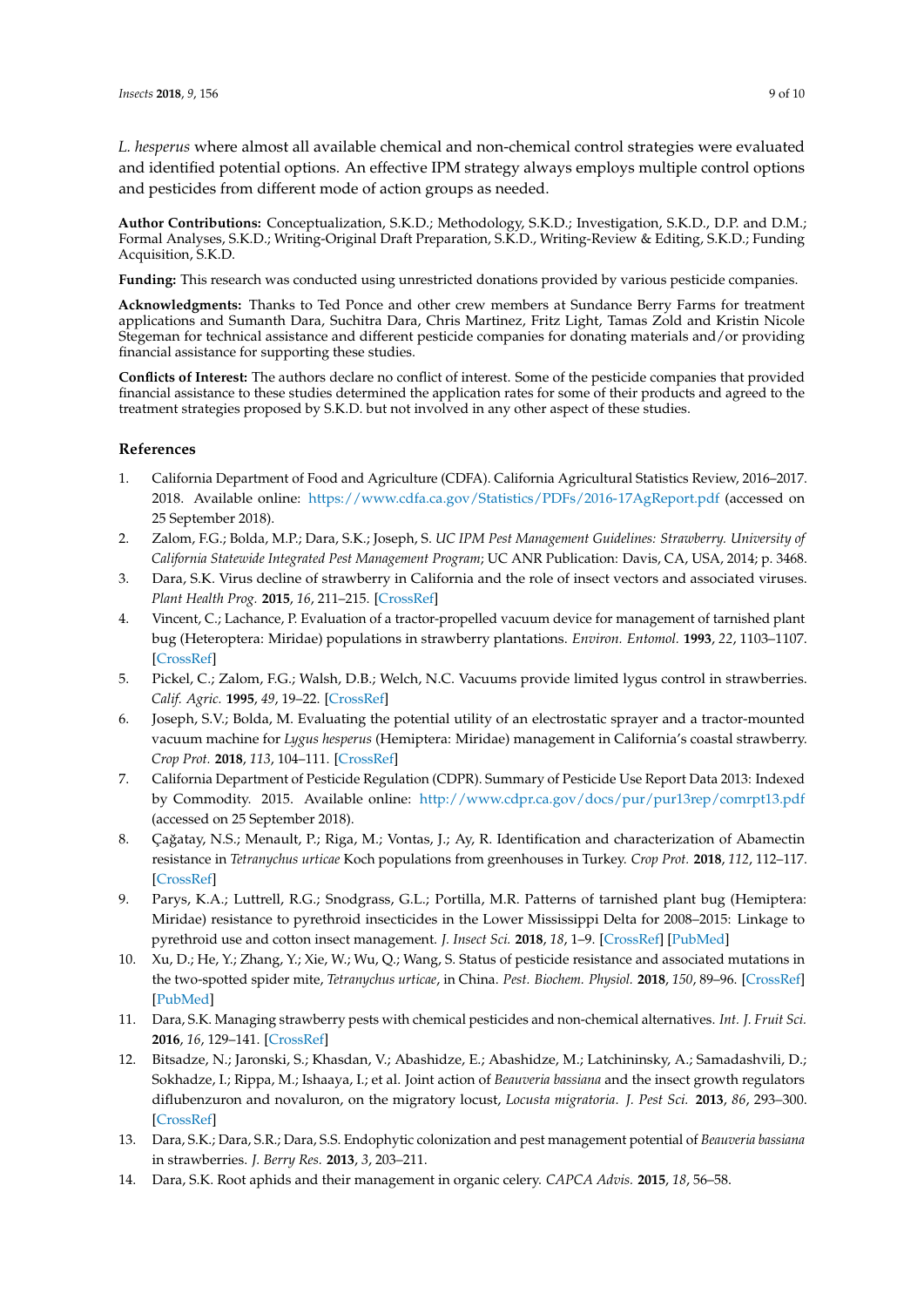*L. hesperus* where almost all available chemical and non-chemical control strategies were evaluated and identified potential options. An effective IPM strategy always employs multiple control options and pesticides from different mode of action groups as needed.

**Author Contributions:** Conceptualization, S.K.D.; Methodology, S.K.D.; Investigation, S.K.D., D.P. and D.M.; Formal Analyses, S.K.D.; Writing-Original Draft Preparation, S.K.D., Writing-Review & Editing, S.K.D.; Funding Acquisition, S.K.D.

**Funding:** This research was conducted using unrestricted donations provided by various pesticide companies.

**Acknowledgments:** Thanks to Ted Ponce and other crew members at Sundance Berry Farms for treatment applications and Sumanth Dara, Suchitra Dara, Chris Martinez, Fritz Light, Tamas Zold and Kristin Nicole Stegeman for technical assistance and different pesticide companies for donating materials and/or providing financial assistance for supporting these studies.

**Conflicts of Interest:** The authors declare no conflict of interest. Some of the pesticide companies that provided financial assistance to these studies determined the application rates for some of their products and agreed to the treatment strategies proposed by S.K.D. but not involved in any other aspect of these studies.

## References

1. California Department of Food and Agriculture (CDFA). California Agricultural Statistics Review, 2016–2017. 2018. Available online: https://www.cdfa.ca.gov/Statistics/PDFs/2016-17AgReport.pdf (accessed on 25 September 2018).
2. Zalom, F.G.; Bolda, M.P.; Dara, S.K.; Joseph, S. *UC IPM Pest Management Guidelines: Strawberry. University of California Statewide Integrated Pest Management Program*; UC ANR Publication: Davis, CA, USA, 2014; p. 3468.
3. Dara, S.K. Virus decline of strawberry in California and the role of insect vectors and associated viruses. *Plant Health Prog.* **2015**, *16*, 211–215. [CrossRef]
4. Vincent, C.; Lachance, P. Evaluation of a tractor-propelled vacuum device for management of tarnished plant bug (Heteroptera: Miridae) populations in strawberry plantations. *Environ. Entomol.* **1993**, *22*, 1103–1107. [CrossRef]
5. Pickel, C.; Zalom, F.G.; Walsh, D.B.; Welch, N.C. Vacuums provide limited lygus control in strawberries. *Calif. Agric.* **1995**, *49*, 19–22. [CrossRef]
6. Joseph, S.V.; Bolda, M. Evaluating the potential utility of an electrostatic sprayer and a tractor-mounted vacuum machine for *Lygus hesperus* (Hemiptera: Miridae) management in California's coastal strawberry. *Crop Prot.* **2018**, *113*, 104–111. [CrossRef]
7. California Department of Pesticide Regulation (CDPR). Summary of Pesticide Use Report Data 2013: Indexed by Commodity. 2015. Available online: http://www.cdpr.ca.gov/docs/pur/pur13rep/comrpt13.pdf (accessed on 25 September 2018).
8. Çağatay, N.S.; Menault, P.; Riga, M.; Vontas, J.; Ay, R. Identification and characterization of Abamectin resistance in *Tetranychus urticae* Koch populations from greenhouses in Turkey. *Crop Prot.* **2018**, *112*, 112–117. [CrossRef]
9. Parys, K.A.; Luttrell, R.G.; Snodgrass, G.L.; Portilla, M.R. Patterns of tarnished plant bug (Hemiptera: Miridae) resistance to pyrethroid insecticides in the Lower Mississippi Delta for 2008–2015: Linkage to pyrethroid use and cotton insect management. *J. Insect Sci.* **2018**, *18*, 1–9. [CrossRef] [PubMed]
10. Xu, D.; He, Y.; Zhang, Y.; Xie, W.; Wu, Q.; Wang, S. Status of pesticide resistance and associated mutations in the two-spotted spider mite, *Tetranychus urticae*, in China. *Pest. Biochem. Physiol.* **2018**, *150*, 89–96. [CrossRef] [PubMed]
11. Dara, S.K. Managing strawberry pests with chemical pesticides and non-chemical alternatives. *Int. J. Fruit Sci.* **2016**, *16*, 129–141. [CrossRef]
12. Bitsadze, N.; Jaronski, S.; Khasdan, V.; Abashidze, E.; Abashidze, M.; Latchininsky, A.; Samadashvili, D.; Sokhadze, I.; Rippa, M.; Ishaaya, I.; et al. Joint action of *Beauveria bassiana* and the insect growth regulators diflubenzuron and novaluron, on the migratory locust, *Locusta migratoria*. *J. Pest Sci.* **2013**, *86*, 293–300. [CrossRef]
13. Dara, S.K.; Dara, S.R.; Dara, S.S. Endophytic colonization and pest management potential of *Beauveria bassiana* in strawberries. *J. Berry Res.* **2013**, *3*, 203–211.
14. Dara, S.K. Root aphids and their management in organic celery. *CAPCA Advis.* **2015**, *18*, 56–58.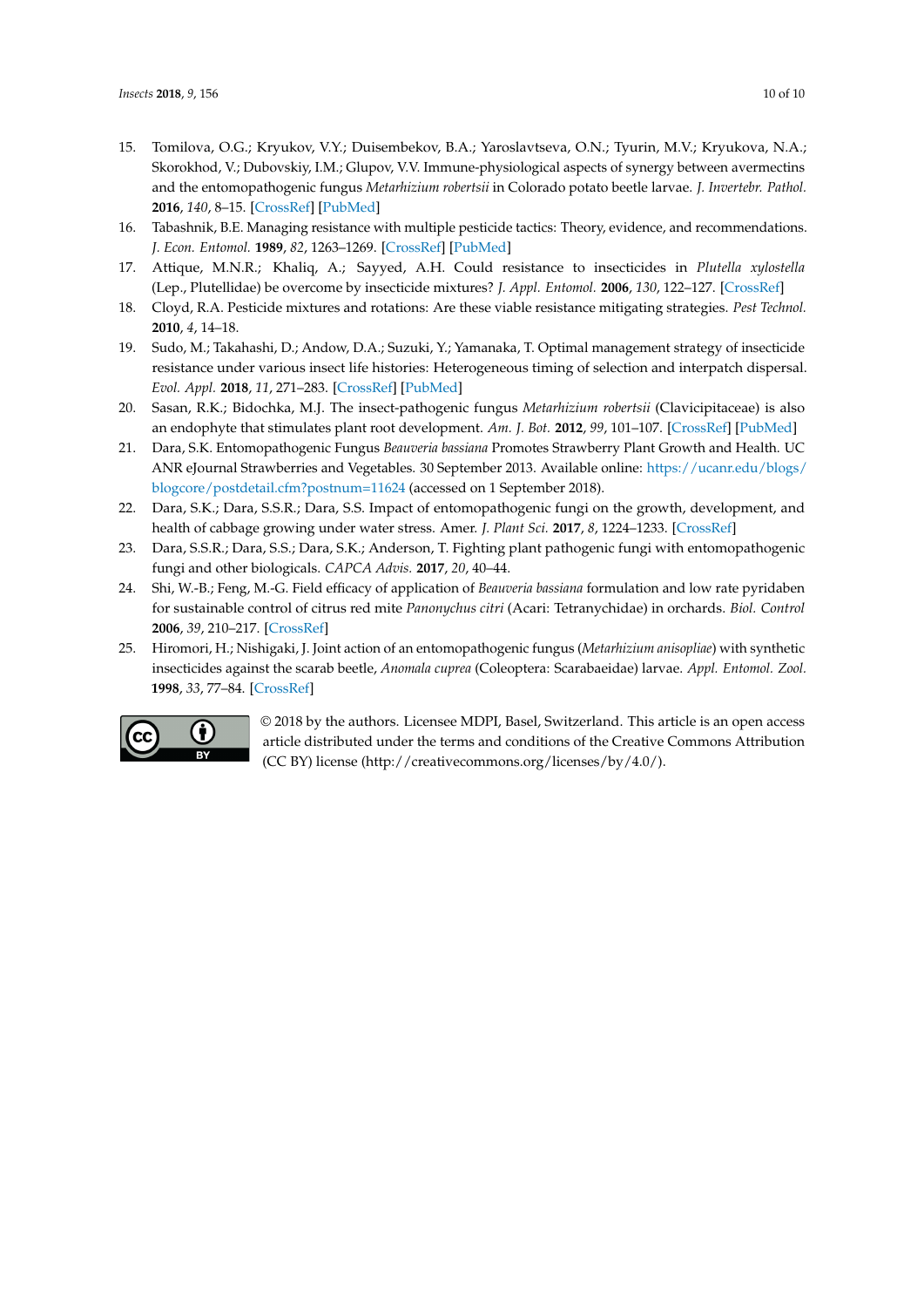15. Tomilova, O.G.; Kryukov, V.Y.; Duisembekov, B.A.; Yaroslavtseva, O.N.; Tyurin, M.V.; Kryukova, N.A.; Skorokhod, V.; Dubovskiy, I.M.; Glupov, V.V. Immune-physiological aspects of synergy between avermectins and the entomopathogenic fungus *Metarhizium robertsii* in Colorado potato beetle larvae. *J. Invertebr. Pathol.* **2016**, *140*, 8–15. [CrossRef] [PubMed]
16. Tabashnik, B.E. Managing resistance with multiple pesticide tactics: Theory, evidence, and recommendations. *J. Econ. Entomol.* **1989**, *82*, 1263–1269. [CrossRef] [PubMed]
17. Attique, M.N.R.; Khaliq, A.; Sayyed, A.H. Could resistance to insecticides in *Plutella xylostella* (Lep., Plutellidae) be overcome by insecticide mixtures? *J. Appl. Entomol.* **2006**, *130*, 122–127. [CrossRef]
18. Cloyd, R.A. Pesticide mixtures and rotations: Are these viable resistance mitigating strategies. *Pest Technol.* **2010**, *4*, 14–18.
19. Sudo, M.; Takahashi, D.; Andow, D.A.; Suzuki, Y.; Yamanaka, T. Optimal management strategy of insecticide resistance under various insect life histories: Heterogeneous timing of selection and interpatch dispersal. *Evol. Appl.* **2018**, *11*, 271–283. [CrossRef] [PubMed]
20. Sasan, R.K.; Bidochka, M.J. The insect-pathogenic fungus *Metarhizium robertsii* (Clavicipitaceae) is also an endophyte that stimulates plant root development. *Am. J. Bot.* **2012**, *99*, 101–107. [CrossRef] [PubMed]
21. Dara, S.K. Entomopathogenic Fungus *Beauveria bassiana* Promotes Strawberry Plant Growth and Health. UC ANR eJournal Strawberries and Vegetables. 30 September 2013. Available online: https://ucanr.edu/blogs/blogcore/postdetail.cfm?postnum=11624 (accessed on 1 September 2018).
22. Dara, S.K.; Dara, S.S.R.; Dara, S.S. Impact of entomopathogenic fungi on the growth, development, and health of cabbage growing under water stress. Amer. *J. Plant Sci.* **2017**, *8*, 1224–1233. [CrossRef]
23. Dara, S.S.R.; Dara, S.S.; Dara, S.K.; Anderson, T. Fighting plant pathogenic fungi with entomopathogenic fungi and other biologicals. *CAPCA Advis.* **2017**, *20*, 40–44.
24. Shi, W.-B.; Feng, M.-G. Field efficacy of application of *Beauveria bassiana* formulation and low rate pyridaben for sustainable control of citrus red mite *Panonychus citri* (Acari: Tetranychidae) in orchards. *Biol. Control* **2006**, *39*, 210–217. [CrossRef]
25. Hiromori, H.; Nishigaki, J. Joint action of an entomopathogenic fungus (*Metarhizium anisopliae*) with synthetic insecticides against the scarab beetle, *Anomala cuprea* (Coleoptera: Scarabaeidae) larvae. *Appl. Entomol. Zool.* **1998**, *33*, 77–84. [CrossRef]

© 2018 by the authors. Licensee MDPI, Basel, Switzerland. This article is an open access article distributed under the terms and conditions of the Creative Commons Attribution (CC BY) license (http://creativecommons.org/licenses/by/4.0/).